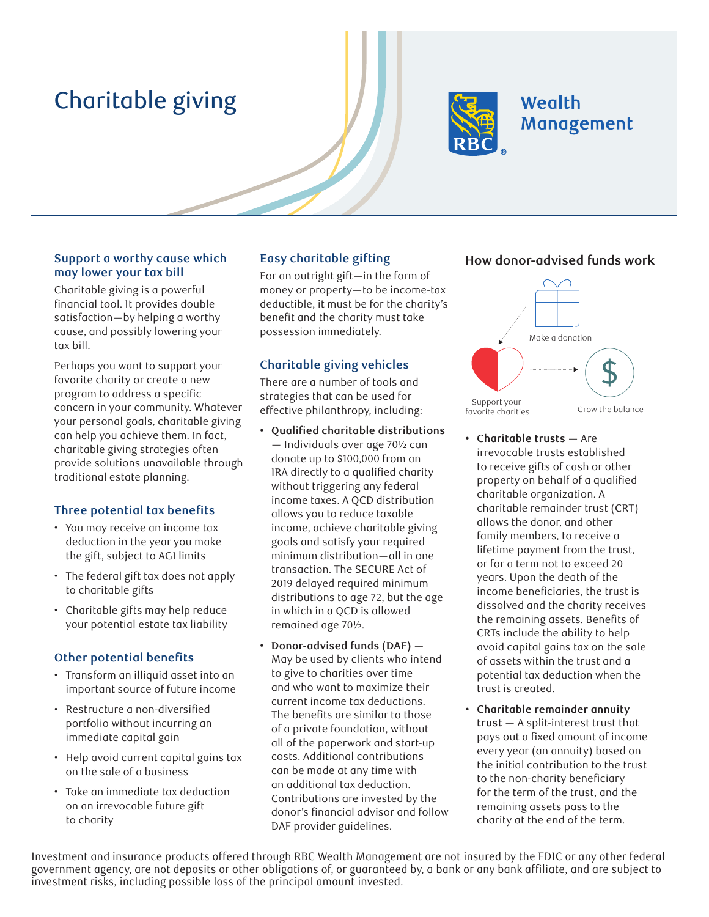# Charitable giving

Wealth Management

## Support a worthy cause which may lower your tax bill

Charitable giving is a powerful financial tool. It provides double satisfaction—by helping a worthy cause, and possibly lowering your tax bill.

Perhaps you want to support your favorite charity or create a new program to address a specific concern in your community. Whatever your personal goals, charitable giving can help you achieve them. In fact, charitable giving strategies often provide solutions unavailable through traditional estate planning.

## Three potential tax benefits

- You may receive an income tax deduction in the year you make the gift, subject to AGI limits
- The federal gift tax does not apply to charitable gifts
- Charitable gifts may help reduce your potential estate tax liability

## Other potential benefits

- Transform an illiquid asset into an important source of future income
- Restructure a non-diversified portfolio without incurring an immediate capital gain
- Help avoid current capital gains tax on the sale of a business
- Take an immediate tax deduction on an irrevocable future gift to charity

## Easy charitable gifting

For an outright gift—in the form of money or property—to be income-tax deductible, it must be for the charity's benefit and the charity must take possession immediately.

## Charitable giving vehicles

There are a number of tools and strategies that can be used for effective philanthropy, including:

- **Qualified charitable distributions** — Individuals over age 70½ can donate up to $100,000 from an IRA directly to a qualified charity without triggering any federal income taxes. A QCD distribution allows you to reduce taxable income, achieve charitable giving goals and satisfy your required minimum distribution—all in one transaction. The SECURE Act of 2019 delayed required minimum distributions to age 72, but the age in which in a QCD is allowed remained age 70½.
- **Donor-advised funds (DAF)** — May be used by clients who intend to give to charities over time and who want to maximize their current income tax deductions. The benefits are similar to those of a private foundation, without all of the paperwork and start-up costs. Additional contributions can be made at any time with an additional tax deduction. Contributions are invested by the donor's financial advisor and follow DAF provider guidelines.

## How donor-advised funds work

Make a donation

Support your favorite charities

Grow the balance

- **Charitable trusts** — Are irrevocable trusts established to receive gifts of cash or other property on behalf of a qualified charitable organization. A charitable remainder trust (CRT) allows the donor, and other family members, to receive a lifetime payment from the trust, or for a term not to exceed 20 years. Upon the death of the income beneficiaries, the trust is dissolved and the charity receives the remaining assets. Benefits of CRTs include the ability to help avoid capital gains tax on the sale of assets within the trust and a potential tax deduction when the trust is created.
- **Charitable remainder annuity trust** — A split-interest trust that pays out a fixed amount of income every year (an annuity) based on the initial contribution to the trust to the non-charity beneficiary for the term of the trust, and the remaining assets pass to the charity at the end of the term.

Investment and insurance products offered through RBC Wealth Management are not insured by the FDIC or any other federal government agency, are not deposits or other obligations of, or guaranteed by, a bank or any bank affiliate, and are subject to investment risks, including possible loss of the principal amount invested.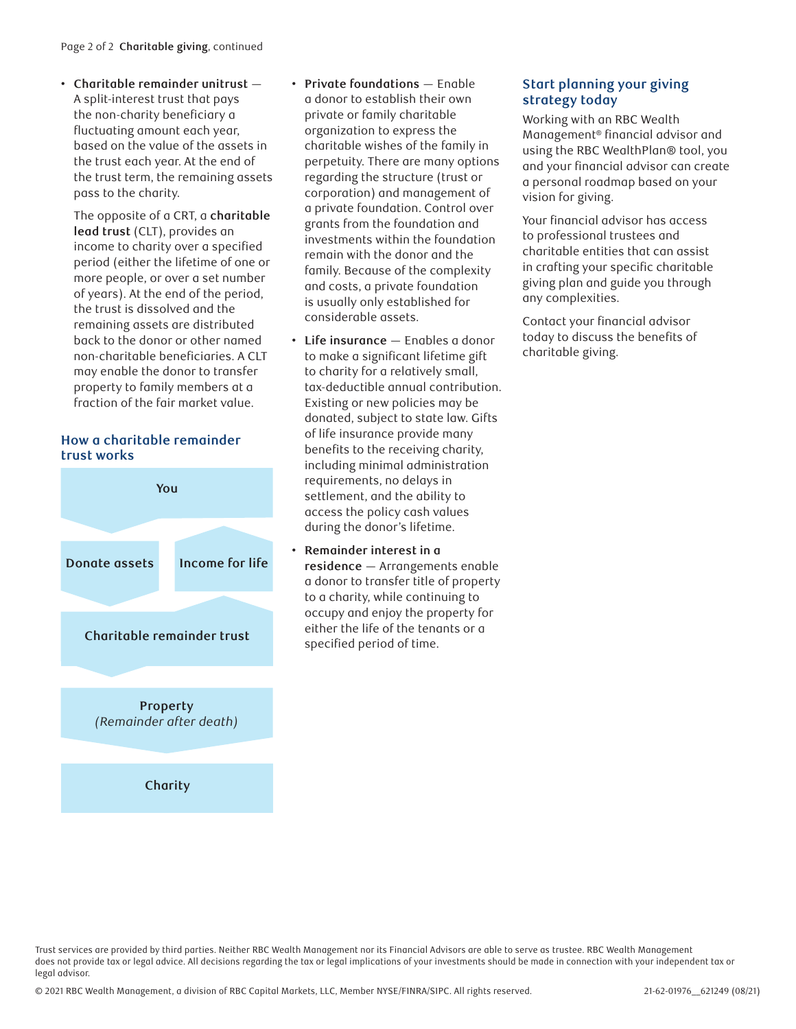- **Charitable remainder unitrust** — A split-interest trust that pays the non-charity beneficiary a fluctuating amount each year, based on the value of the assets in the trust each year. At the end of the trust term, the remaining assets pass to the charity.

  The opposite of a CRT, a **charitable lead trust** (CLT), provides an income to charity over a specified period (either the lifetime of one or more people, or over a set number of years). At the end of the period, the trust is dissolved and the remaining assets are distributed back to the donor or other named non-charitable beneficiaries. A CLT may enable the donor to transfer property to family members at a fraction of the fair market value.

## How a charitable remainder trust works

You

Donate assets

Income for life

Charitable remainder trust

Property
*(Remainder after death)*

Charity

- **Private foundations** — Enable a donor to establish their own private or family charitable organization to express the charitable wishes of the family in perpetuity. There are many options regarding the structure (trust or corporation) and management of a private foundation. Control over grants from the foundation and investments within the foundation remain with the donor and the family. Because of the complexity and costs, a private foundation is usually only established for considerable assets.
- **Life insurance** — Enables a donor to make a significant lifetime gift to charity for a relatively small, tax-deductible annual contribution. Existing or new policies may be donated, subject to state law. Gifts of life insurance provide many benefits to the receiving charity, including minimal administration requirements, no delays in settlement, and the ability to access the policy cash values during the donor's lifetime.
- **Remainder interest in a residence** — Arrangements enable a donor to transfer title of property to a charity, while continuing to occupy and enjoy the property for either the life of the tenants or a specified period of time.

## Start planning your giving strategy today

Working with an RBC Wealth Management® financial advisor and using the RBC WealthPlan® tool, you and your financial advisor can create a personal roadmap based on your vision for giving.

Your financial advisor has access to professional trustees and charitable entities that can assist in crafting your specific charitable giving plan and guide you through any complexities.

Contact your financial advisor today to discuss the benefits of charitable giving.

Trust services are provided by third parties. Neither RBC Wealth Management nor its Financial Advisors are able to serve as trustee. RBC Wealth Management does not provide tax or legal advice. All decisions regarding the tax or legal implications of your investments should be made in connection with your independent tax or legal advisor.

© 2021 RBC Wealth Management, a division of RBC Capital Markets, LLC, Member NYSE/FINRA/SIPC. All rights reserved. 21-62-01976__621249 (08/21)